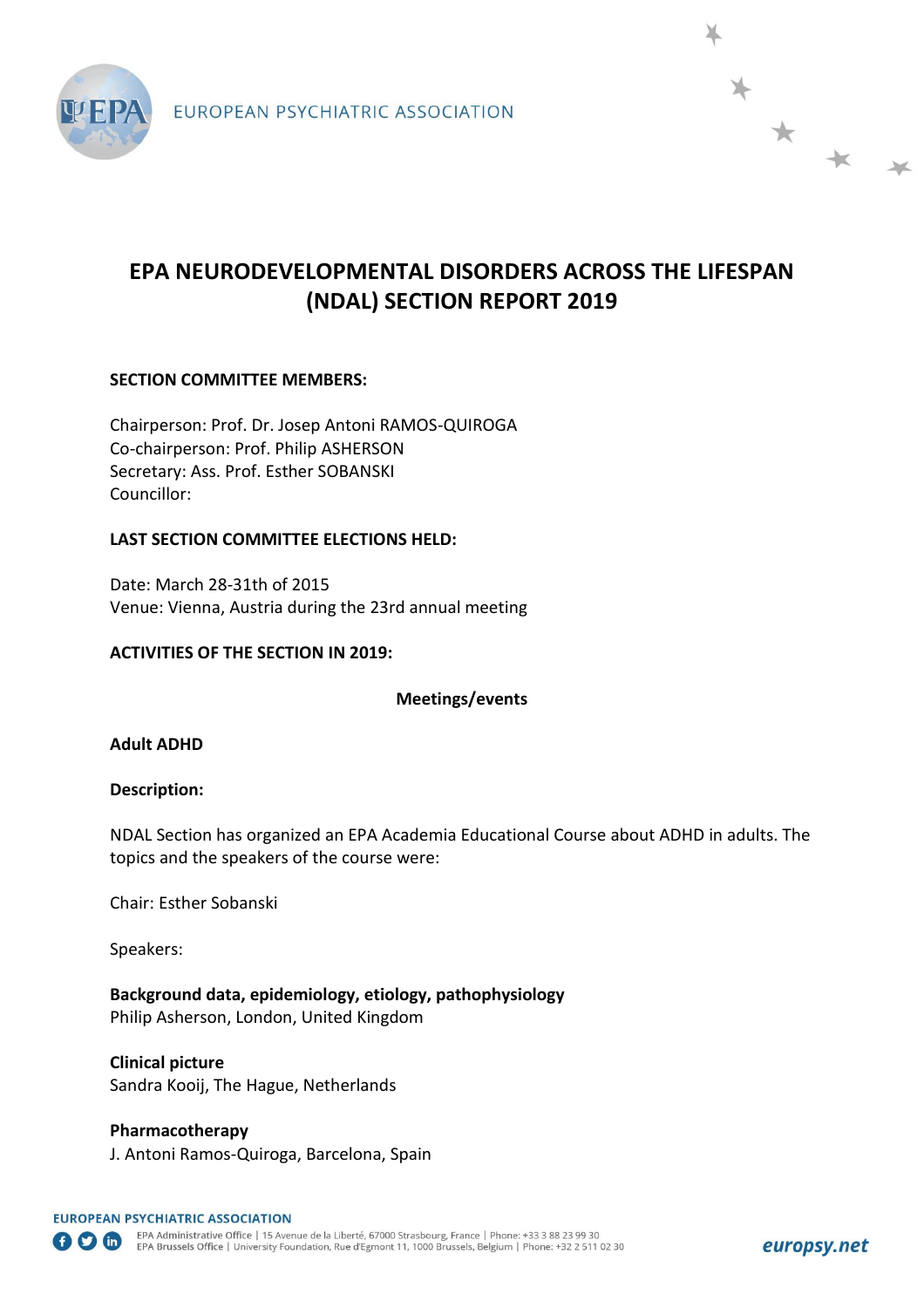EUROPEAN PSYCHIATRIC ASSOCIATION

# EPA NEURODEVELOPMENTAL DISORDERS ACROSS THE LIFESPAN (NDAL) SECTION REPORT 2019

**SECTION COMMITTEE MEMBERS:**

Chairperson: Prof. Dr. Josep Antoni RAMOS-QUIROGA
Co-chairperson: Prof. Philip ASHERSON
Secretary: Ass. Prof. Esther SOBANSKI
Councillor:

**LAST SECTION COMMITTEE ELECTIONS HELD:**

Date: March 28-31th of 2015
Venue: Vienna, Austria during the 23rd annual meeting

**ACTIVITIES OF THE SECTION IN 2019:**

**Meetings/events**

**Adult ADHD**

**Description:**

NDAL Section has organized an EPA Academia Educational Course about ADHD in adults. The topics and the speakers of the course were:

Chair: Esther Sobanski

Speakers:

**Background data, epidemiology, etiology, pathophysiology**
Philip Asherson, London, United Kingdom

**Clinical picture**
Sandra Kooij, The Hague, Netherlands

**Pharmacotherapy**
J. Antoni Ramos-Quiroga, Barcelona, Spain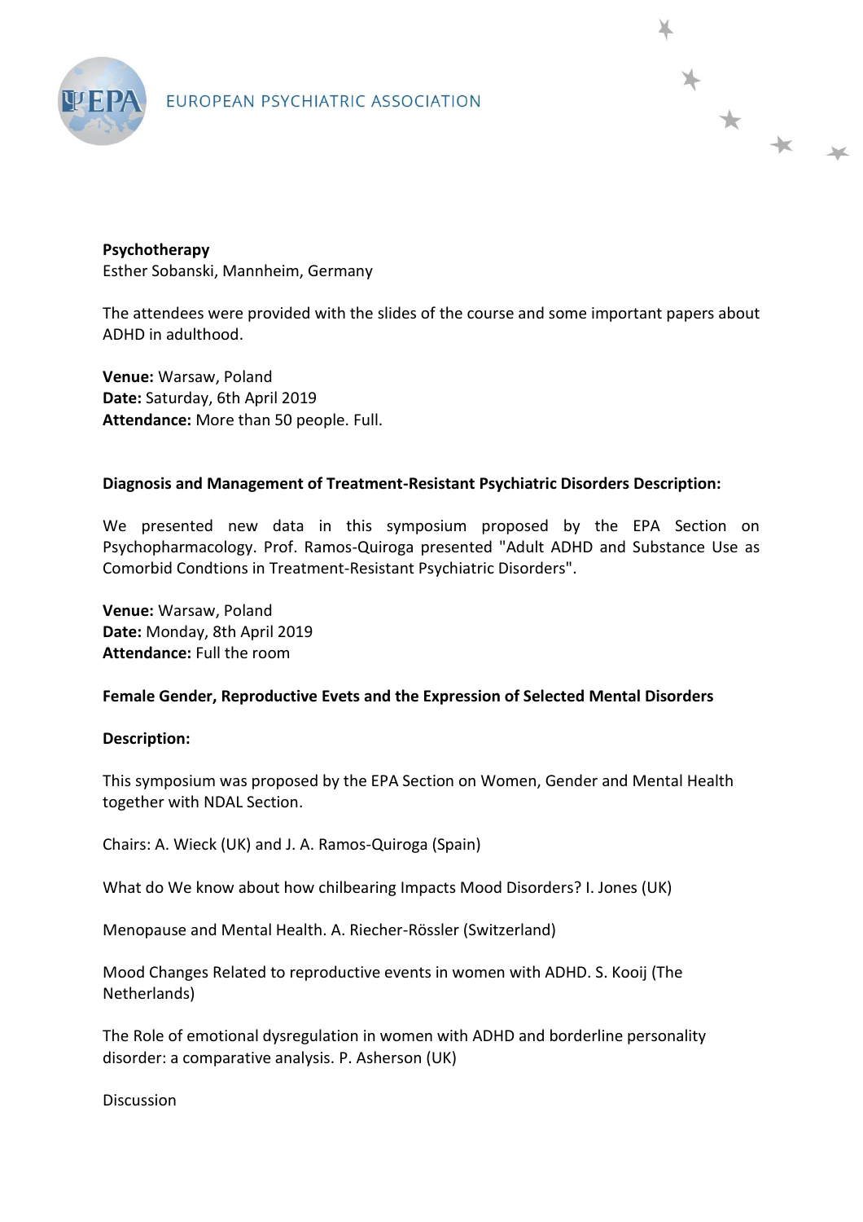**Psychotherapy**
Esther Sobanski, Mannheim, Germany

The attendees were provided with the slides of the course and some important papers about ADHD in adulthood.

**Venue:** Warsaw, Poland
**Date:** Saturday, 6th April 2019
**Attendance:** More than 50 people. Full.

**Diagnosis and Management of Treatment-Resistant Psychiatric Disorders Description:**

We presented new data in this symposium proposed by the EPA Section on Psychopharmacology. Prof. Ramos-Quiroga presented "Adult ADHD and Substance Use as Comorbid Condtions in Treatment-Resistant Psychiatric Disorders".

**Venue:** Warsaw, Poland
**Date:** Monday, 8th April 2019
**Attendance:** Full the room

**Female Gender, Reproductive Evets and the Expression of Selected Mental Disorders**

**Description:**

This symposium was proposed by the EPA Section on Women, Gender and Mental Health together with NDAL Section.

Chairs: A. Wieck (UK) and J. A. Ramos-Quiroga (Spain)

What do We know about how chilbearing Impacts Mood Disorders? I. Jones (UK)

Menopause and Mental Health. A. Riecher-Rössler (Switzerland)

Mood Changes Related to reproductive events in women with ADHD. S. Kooij (The Netherlands)

The Role of emotional dysregulation in women with ADHD and borderline personality disorder: a comparative analysis. P. Asherson (UK)

Discussion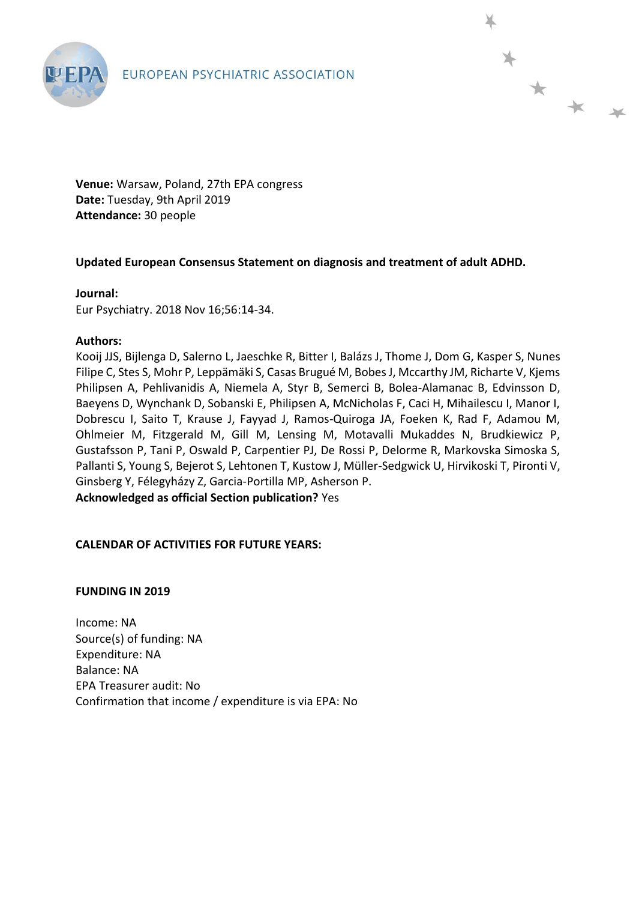**Venue:** Warsaw, Poland, 27th EPA congress
**Date:** Tuesday, 9th April 2019
**Attendance:** 30 people

**Updated European Consensus Statement on diagnosis and treatment of adult ADHD.**

**Journal:**
Eur Psychiatry. 2018 Nov 16;56:14-34.

**Authors:**
Kooij JJS, Bijlenga D, Salerno L, Jaeschke R, Bitter I, Balázs J, Thome J, Dom G, Kasper S, Nunes Filipe C, Stes S, Mohr P, Leppämäki S, Casas Brugué M, Bobes J, Mccarthy JM, Richarte V, Kjems Philipsen A, Pehlivanidis A, Niemela A, Styr B, Semerci B, Bolea-Alamanac B, Edvinsson D, Baeyens D, Wynchank D, Sobanski E, Philipsen A, McNicholas F, Caci H, Mihailescu I, Manor I, Dobrescu I, Saito T, Krause J, Fayyad J, Ramos-Quiroga JA, Foeken K, Rad F, Adamou M, Ohlmeier M, Fitzgerald M, Gill M, Lensing M, Motavalli Mukaddes N, Brudkiewicz P, Gustafsson P, Tani P, Oswald P, Carpentier PJ, De Rossi P, Delorme R, Markovska Simoska S, Pallanti S, Young S, Bejerot S, Lehtonen T, Kustow J, Müller-Sedgwick U, Hirvikoski T, Pironti V, Ginsberg Y, Félegyházy Z, Garcia-Portilla MP, Asherson P.
**Acknowledged as official Section publication?** Yes

**CALENDAR OF ACTIVITIES FOR FUTURE YEARS:**

**FUNDING IN 2019**

Income: NA
Source(s) of funding: NA
Expenditure: NA
Balance: NA
EPA Treasurer audit: No
Confirmation that income / expenditure is via EPA: No